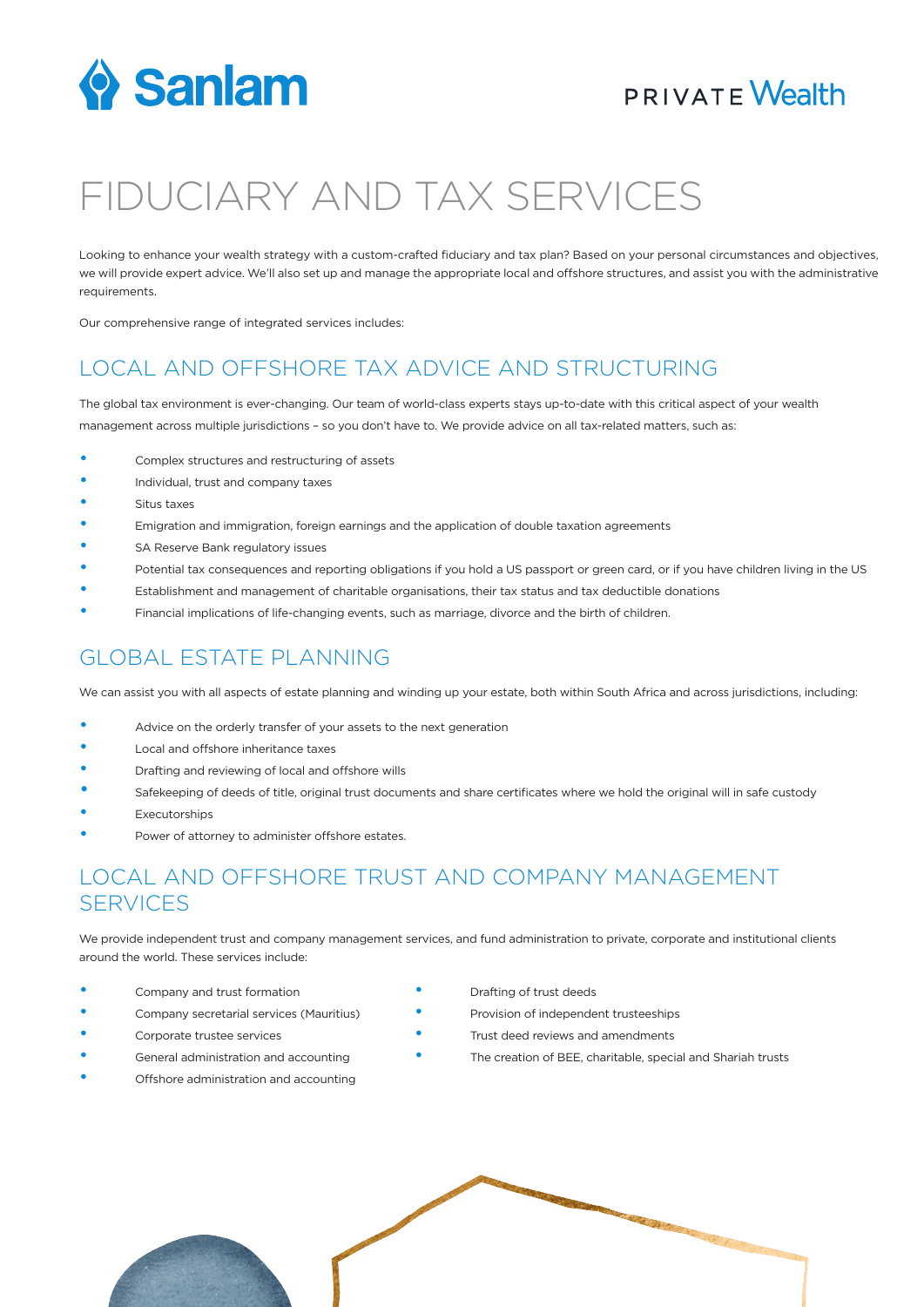Sanlam

PRIVATE Wealth

# FIDUCIARY AND TAX SERVICES

Looking to enhance your wealth strategy with a custom-crafted fiduciary and tax plan? Based on your personal circumstances and objectives, we will provide expert advice. We'll also set up and manage the appropriate local and offshore structures, and assist you with the administrative requirements.

Our comprehensive range of integrated services includes:

## LOCAL AND OFFSHORE TAX ADVICE AND STRUCTURING

The global tax environment is ever-changing. Our team of world-class experts stays up-to-date with this critical aspect of your wealth management across multiple jurisdictions – so you don't have to. We provide advice on all tax-related matters, such as:

- Complex structures and restructuring of assets
- Individual, trust and company taxes
- Situs taxes
- Emigration and immigration, foreign earnings and the application of double taxation agreements
- SA Reserve Bank regulatory issues
- Potential tax consequences and reporting obligations if you hold a US passport or green card, or if you have children living in the US
- Establishment and management of charitable organisations, their tax status and tax deductible donations
- Financial implications of life-changing events, such as marriage, divorce and the birth of children.

## GLOBAL ESTATE PLANNING

We can assist you with all aspects of estate planning and winding up your estate, both within South Africa and across jurisdictions, including:

- Advice on the orderly transfer of your assets to the next generation
- Local and offshore inheritance taxes
- Drafting and reviewing of local and offshore wills
- Safekeeping of deeds of title, original trust documents and share certificates where we hold the original will in safe custody
- Executorships
- Power of attorney to administer offshore estates.

## LOCAL AND OFFSHORE TRUST AND COMPANY MANAGEMENT SERVICES

We provide independent trust and company management services, and fund administration to private, corporate and institutional clients around the world. These services include:

- Company and trust formation
- Company secretarial services (Mauritius)
- Corporate trustee services
- General administration and accounting
- Offshore administration and accounting
- Drafting of trust deeds
- Provision of independent trusteeships
- Trust deed reviews and amendments
- The creation of BEE, charitable, special and Shariah trusts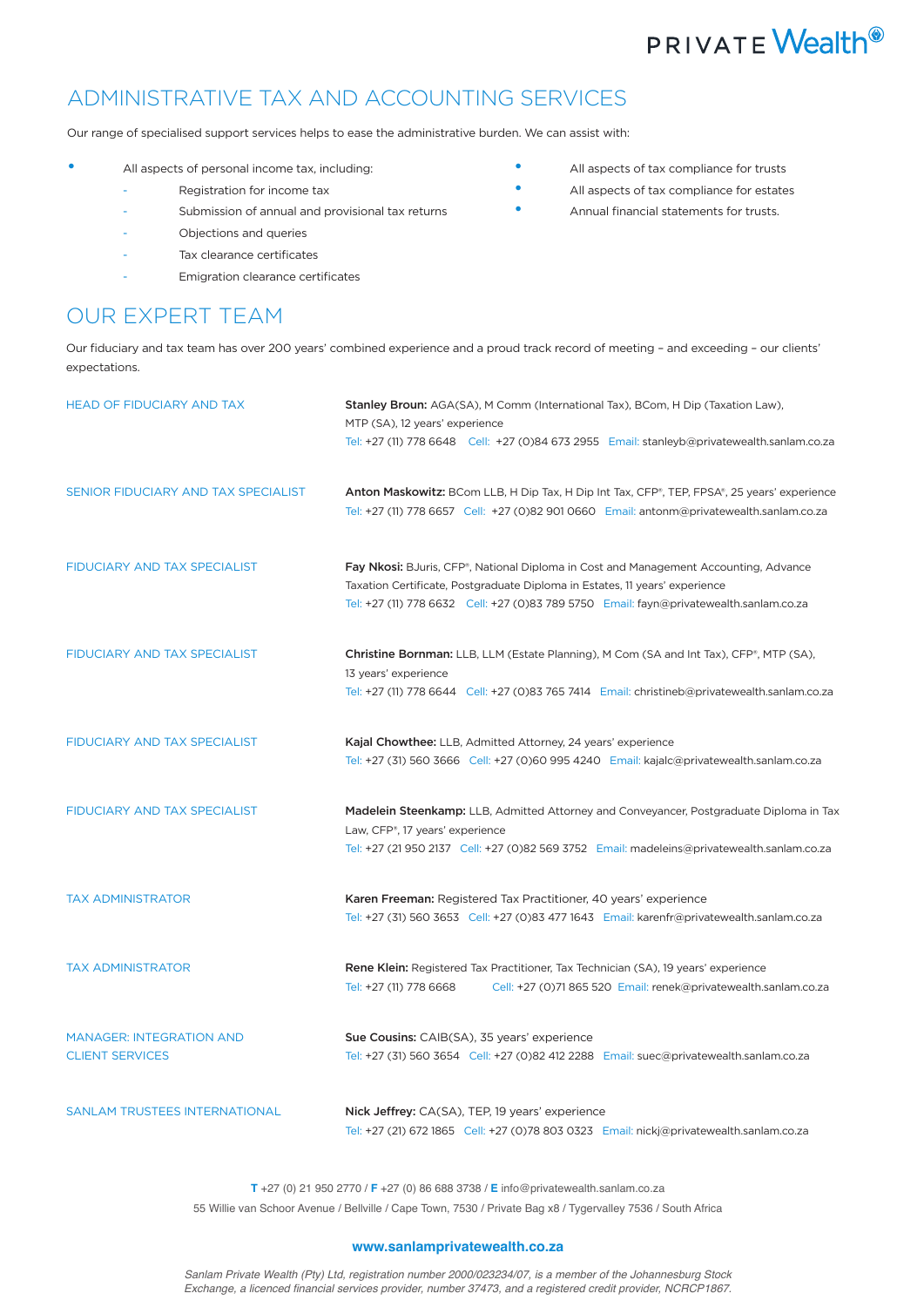PRIVATE Wealth®

## ADMINISTRATIVE TAX AND ACCOUNTING SERVICES

Our range of specialised support services helps to ease the administrative burden. We can assist with:

- All aspects of personal income tax, including:
  - Registration for income tax
  - Submission of annual and provisional tax returns
  - Objections and queries
  - Tax clearance certificates
  - Emigration clearance certificates
- All aspects of tax compliance for trusts
- All aspects of tax compliance for estates
- Annual financial statements for trusts.

## OUR EXPERT TEAM

Our fiduciary and tax team has over 200 years' combined experience and a proud track record of meeting – and exceeding – our clients' expectations.

| | |
|---|---|
| HEAD OF FIDUCIARY AND TAX | **Stanley Broun:** AGA(SA), M Comm (International Tax), BCom, H Dip (Taxation Law), MTP (SA), 12 years' experience<br>Tel: +27 (11) 778 6648 Cell: +27 (0)84 673 2955 Email: stanleyb@privatewealth.sanlam.co.za |
| SENIOR FIDUCIARY AND TAX SPECIALIST | **Anton Maskowitz:** BCom LLB, H Dip Tax, H Dip Int Tax, CFP®, TEP, FPSA®, 25 years' experience<br>Tel: +27 (11) 778 6657 Cell: +27 (0)82 901 0660 Email: antonm@privatewealth.sanlam.co.za |
| FIDUCIARY AND TAX SPECIALIST | **Fay Nkosi:** BJuris, CFP®, National Diploma in Cost and Management Accounting, Advance Taxation Certificate, Postgraduate Diploma in Estates, 11 years' experience<br>Tel: +27 (11) 778 6632 Cell: +27 (0)83 789 5750 Email: fayn@privatewealth.sanlam.co.za |
| FIDUCIARY AND TAX SPECIALIST | **Christine Bornman:** LLB, LLM (Estate Planning), M Com (SA and Int Tax), CFP®, MTP (SA), 13 years' experience<br>Tel: +27 (11) 778 6644 Cell: +27 (0)83 765 7414 Email: christineb@privatewealth.sanlam.co.za |
| FIDUCIARY AND TAX SPECIALIST | **Kajal Chowthee:** LLB, Admitted Attorney, 24 years' experience<br>Tel: +27 (31) 560 3666 Cell: +27 (0)60 995 4240 Email: kajalc@privatewealth.sanlam.co.za |
| FIDUCIARY AND TAX SPECIALIST | **Madelein Steenkamp:** LLB, Admitted Attorney and Conveyancer, Postgraduate Diploma in Tax Law, CFP®, 17 years' experience<br>Tel: +27 (21 950 2137 Cell: +27 (0)82 569 3752 Email: madeleins@privatewealth.sanlam.co.za |
| TAX ADMINISTRATOR | **Karen Freeman:** Registered Tax Practitioner, 40 years' experience<br>Tel: +27 (31) 560 3653 Cell: +27 (0)83 477 1643 Email: karenfr@privatewealth.sanlam.co.za |
| TAX ADMINISTRATOR | **Rene Klein:** Registered Tax Practitioner, Tax Technician (SA), 19 years' experience<br>Tel: +27 (11) 778 6668 Cell: +27 (0)71 865 520 Email: renek@privatewealth.sanlam.co.za |
| MANAGER: INTEGRATION AND CLIENT SERVICES | **Sue Cousins:** CAIB(SA), 35 years' experience<br>Tel: +27 (31) 560 3654 Cell: +27 (0)82 412 2288 Email: suec@privatewealth.sanlam.co.za |
| SANLAM TRUSTEES INTERNATIONAL | **Nick Jeffrey:** CA(SA), TEP, 19 years' experience<br>Tel: +27 (21) 672 1865 Cell: +27 (0)78 803 0323 Email: nickj@privatewealth.sanlam.co.za |

**T** +27 (0) 21 950 2770 / **F** +27 (0) 86 688 3738 / **E** info@privatewealth.sanlam.co.za
55 Willie van Schoor Avenue / Bellville / Cape Town, 7530 / Private Bag x8 / Tygervalley 7536 / South Africa

**www.sanlamprivatewealth.co.za**

*Sanlam Private Wealth (Pty) Ltd, registration number 2000/023234/07, is a member of the Johannesburg Stock Exchange, a licenced financial services provider, number 37473, and a registered credit provider, NCRCP1867.*